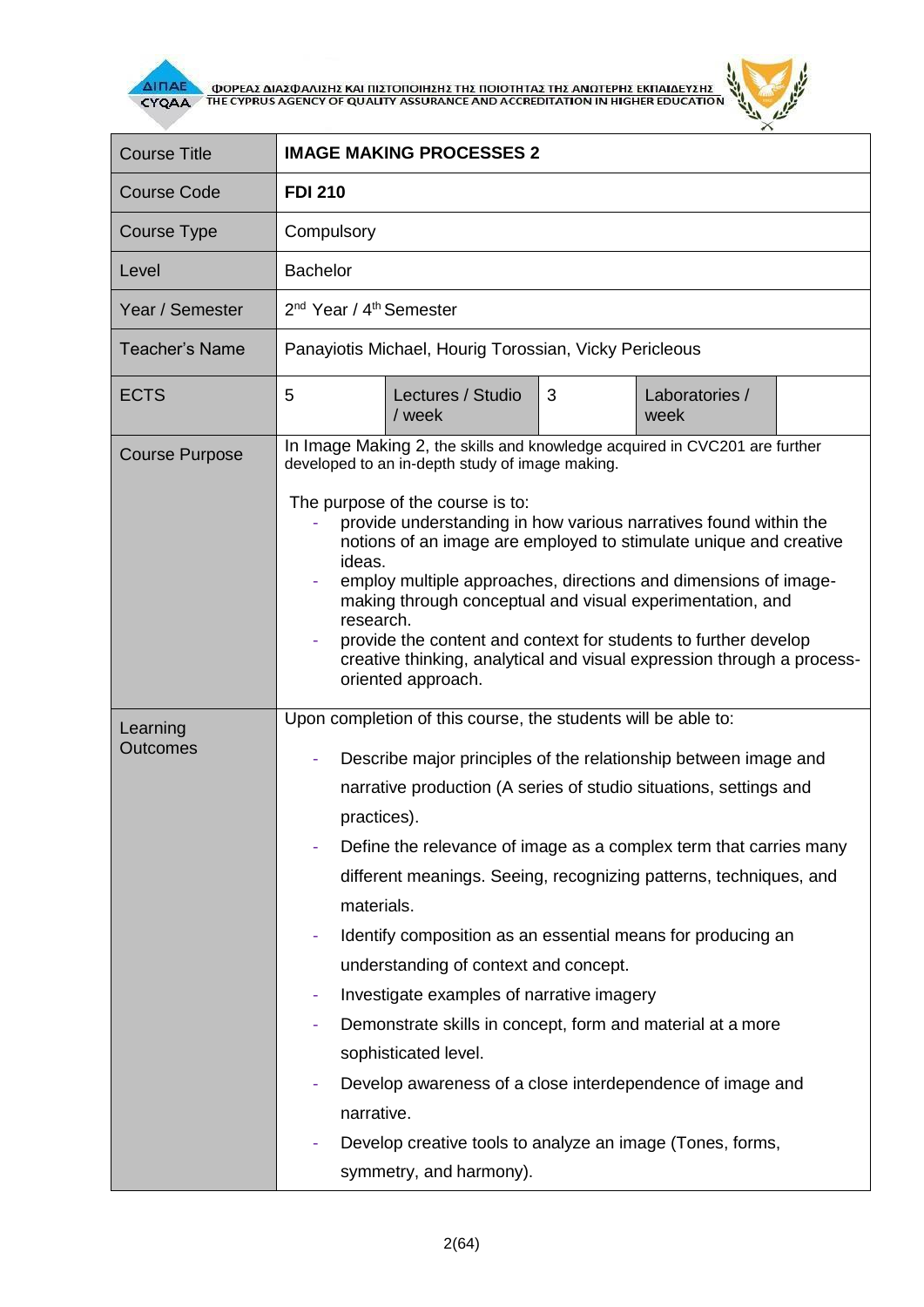| Course Title | **IMAGE MAKING PROCESSES 2** | | | | |
|---|---|---|---|---|---|
| Course Code | **FDI 210** | | | | |
| Course Type | Compulsory | | | | |
| Level | Bachelor | | | | |
| Year / Semester | 2nd Year / 4th Semester | | | | |
| Teacher's Name | Panayiotis Michael, Hourig Torossian, Vicky Pericleous | | | | |
| ECTS | 5 | Lectures / Studio / week | 3 | Laboratories / week | |
| Course Purpose | In Image Making 2, the skills and knowledge acquired in CVC201 are further developed to an in-depth study of image making.<br><br>The purpose of the course is to:<br>- provide understanding in how various narratives found within the notions of an image are employed to stimulate unique and creative ideas.<br>- employ multiple approaches, directions and dimensions of image-making through conceptual and visual experimentation, and research.<br>- provide the content and context for students to further develop creative thinking, analytical and visual expression through a process-oriented approach. | | | | |
| Learning Outcomes | Upon completion of this course, the students will be able to:<br>- Describe major principles of the relationship between image and narrative production (A series of studio situations, settings and practices).<br>- Define the relevance of image as a complex term that carries many different meanings. Seeing, recognizing patterns, techniques, and materials.<br>- Identify composition as an essential means for producing an understanding of context and concept.<br>- Investigate examples of narrative imagery<br>- Demonstrate skills in concept, form and material at a more sophisticated level.<br>- Develop awareness of a close interdependence of image and narrative.<br>- Develop creative tools to analyze an image (Tones, forms, symmetry, and harmony). | | | | |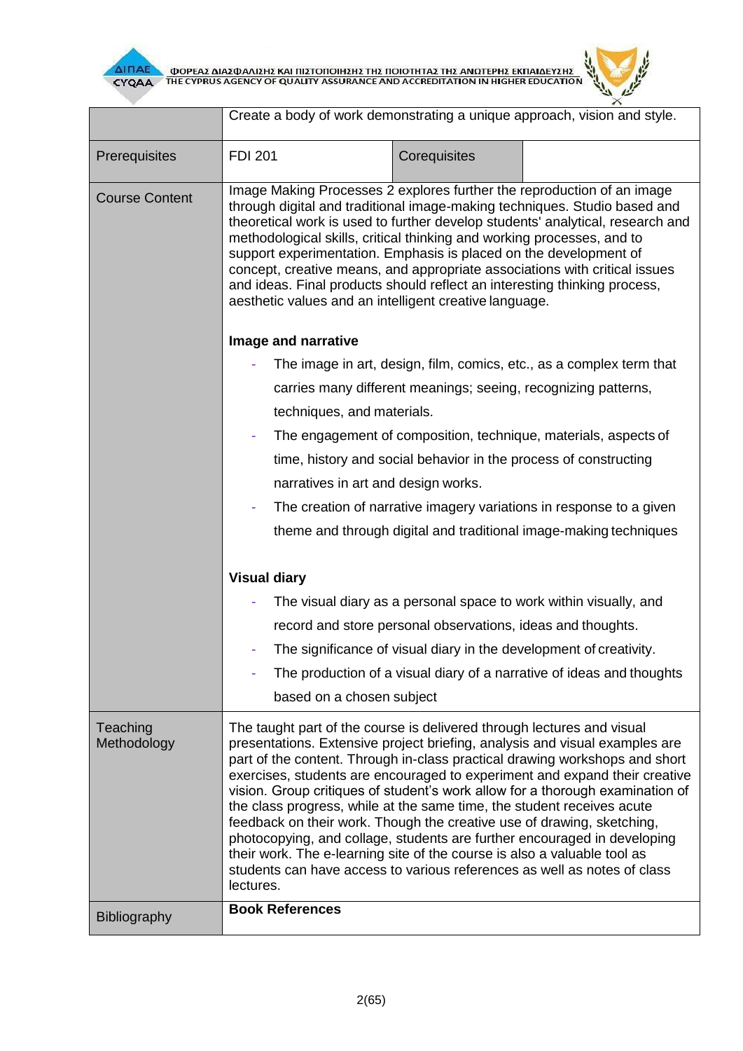| | | | |
|---|---|---|---|
| | Create a body of work demonstrating a unique approach, vision and style. | | |
| Prerequisites | FDI 201 | Corequisites | |
| Course Content | Image Making Processes 2 explores further the reproduction of an image through digital and traditional image-making techniques. Studio based and theoretical work is used to further develop students' analytical, research and methodological skills, critical thinking and working processes, and to support experimentation. Emphasis is placed on the development of concept, creative means, and appropriate associations with critical issues and ideas. Final products should reflect an interesting thinking process, aesthetic values and an intelligent creative language.<br><br>**Image and narrative**<br>- The image in art, design, film, comics, etc., as a complex term that carries many different meanings; seeing, recognizing patterns, techniques, and materials.<br>- The engagement of composition, technique, materials, aspects of time, history and social behavior in the process of constructing narratives in art and design works.<br>- The creation of narrative imagery variations in response to a given theme and through digital and traditional image-making techniques<br><br>**Visual diary**<br>- The visual diary as a personal space to work within visually, and record and store personal observations, ideas and thoughts.<br>- The significance of visual diary in the development of creativity.<br>- The production of a visual diary of a narrative of ideas and thoughts based on a chosen subject | | |
| Teaching Methodology | The taught part of the course is delivered through lectures and visual presentations. Extensive project briefing, analysis and visual examples are part of the content. Through in-class practical drawing workshops and short exercises, students are encouraged to experiment and expand their creative vision. Group critiques of student's work allow for a thorough examination of the class progress, while at the same time, the student receives acute feedback on their work. Though the creative use of drawing, sketching, photocopying, and collage, students are further encouraged in developing their work. The e-learning site of the course is also a valuable tool as students can have access to various references as well as notes of class lectures. | | |
| Bibliography | **Book References** | | |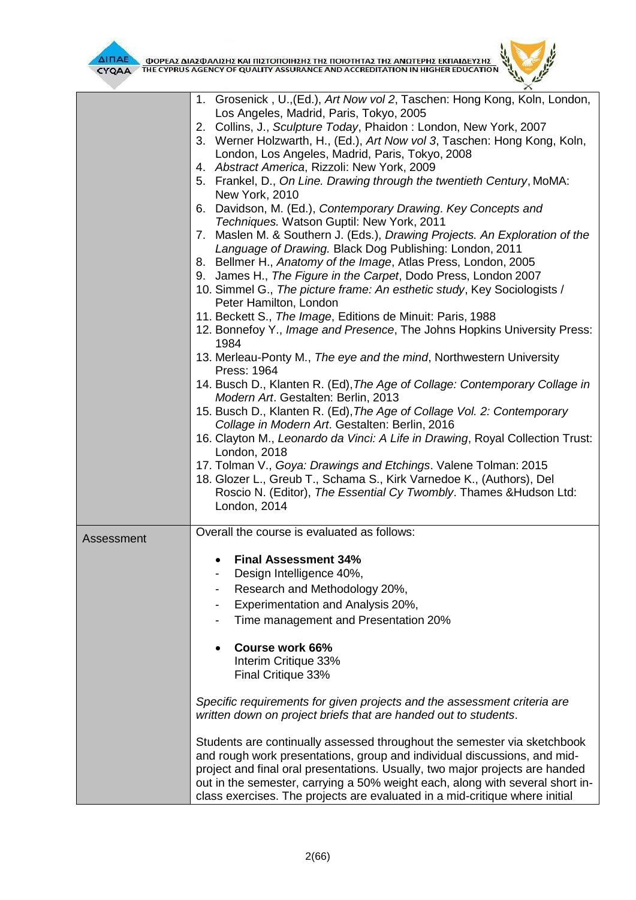| | |
|---|---|
| | 1. Grosenick , U.,(Ed.), *Art Now vol 2*, Taschen: Hong Kong, Koln, London, Los Angeles, Madrid, Paris, Tokyo, 2005<br>2. Collins, J., *Sculpture Today*, Phaidon : London, New York, 2007<br>3. Werner Holzwarth, H., (Ed.), *Art Now vol 3*, Taschen: Hong Kong, Koln, London, Los Angeles, Madrid, Paris, Tokyo, 2008<br>4. *Abstract America*, Rizzoli: New York, 2009<br>5. Frankel, D., *On Line. Drawing through the twentieth Century*, MoMA: New York, 2010<br>6. Davidson, M. (Ed.), *Contemporary Drawing. Key Concepts and Techniques.* Watson Guptil: New York, 2011<br>7. Maslen M. & Southern J. (Eds.), *Drawing Projects. An Exploration of the Language of Drawing.* Black Dog Publishing: London, 2011<br>8. Bellmer H., *Anatomy of the Image*, Atlas Press, London, 2005<br>9. James H., *The Figure in the Carpet*, Dodo Press, London 2007<br>10. Simmel G., *The picture frame: An esthetic study*, Key Sociologists / Peter Hamilton, London<br>11. Beckett S., *The Image*, Editions de Minuit: Paris, 1988<br>12. Bonnefoy Y., *Image and Presence*, The Johns Hopkins University Press: 1984<br>13. Merleau-Ponty M., *The eye and the mind*, Northwestern University Press: 1964<br>14. Busch D., Klanten R. (Ed),*The Age of Collage: Contemporary Collage in Modern Art*. Gestalten: Berlin, 2013<br>15. Busch D., Klanten R. (Ed),*The Age of Collage Vol. 2: Contemporary Collage in Modern Art*. Gestalten: Berlin, 2016<br>16. Clayton M., *Leonardo da Vinci: A Life in Drawing*, Royal Collection Trust: London, 2018<br>17. Tolman V., *Goya: Drawings and Etchings*. Valene Tolman: 2015<br>18. Glozer L., Greub T., Schama S., Kirk Varnedoe K., (Authors), Del Roscio N. (Editor), *The Essential Cy Twombly*. Thames &Hudson Ltd: London, 2014 |
| Assessment | Overall the course is evaluated as follows:<br><br>• **Final Assessment 34%**<br>- Design Intelligence 40%,<br>- Research and Methodology 20%,<br>- Experimentation and Analysis 20%,<br>- Time management and Presentation 20%<br><br>• **Course work 66%**<br>Interim Critique 33%<br>Final Critique 33%<br><br>*Specific requirements for given projects and the assessment criteria are written down on project briefs that are handed out to students*.<br><br>Students are continually assessed throughout the semester via sketchbook and rough work presentations, group and individual discussions, and mid-project and final oral presentations. Usually, two major projects are handed out in the semester, carrying a 50% weight each, along with several short in-class exercises. The projects are evaluated in a mid-critique where initial |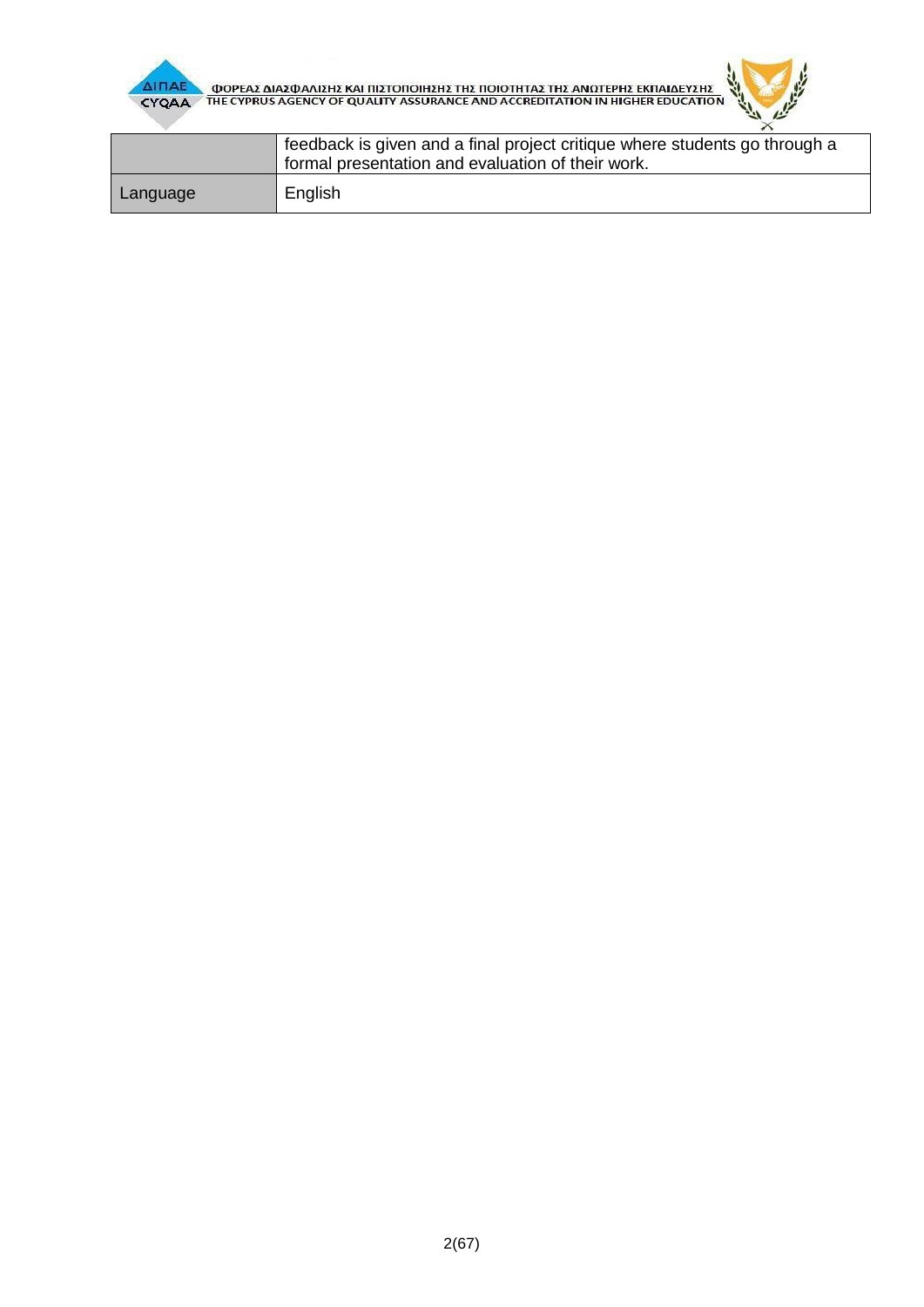| | |
|---|---|
| | feedback is given and a final project critique where students go through a formal presentation and evaluation of their work. |
| Language | English |